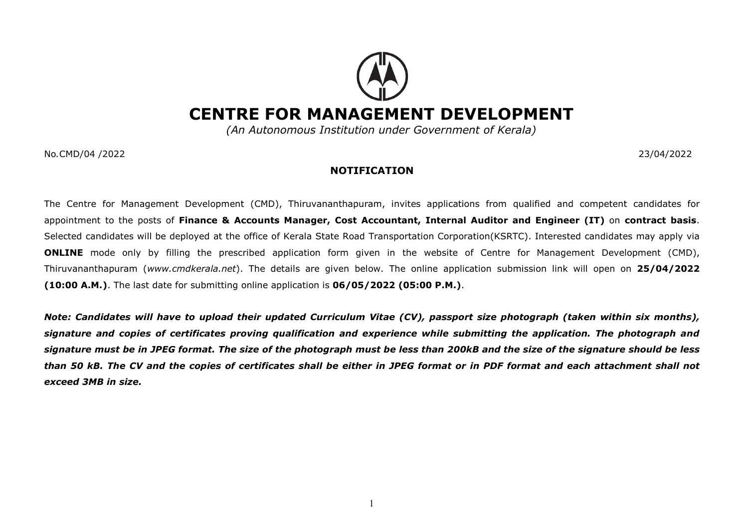# CENTRE FOR MANAGEMENT DEVELOPMENT

*(An Autonomous Institution under Government of Kerala)*

No.CMD/04 /2022 23/04/2022

## NOTIFICATION

The Centre for Management Development (CMD), Thiruvananthapuram, invites applications from qualified and competent candidates for appointment to the posts of **Finance & Accounts Manager, Cost Accountant, Internal Auditor and Engineer (IT)** on **contract basis**. Selected candidates will be deployed at the office of Kerala State Road Transportation Corporation(KSRTC). Interested candidates may apply via **ONLINE** mode only by filling the prescribed application form given in the website of Centre for Management Development (CMD), Thiruvananthapuram (*www.cmdkerala.net*). The details are given below. The online application submission link will open on **25/04/2022 (10:00 A.M.)**. The last date for submitting online application is **06/05/2022 (05:00 P.M.)**.

***Note: Candidates will have to upload their updated Curriculum Vitae (CV), passport size photograph (taken within six months), signature and copies of certificates proving qualification and experience while submitting the application. The photograph and signature must be in JPEG format. The size of the photograph must be less than 200kB and the size of the signature should be less than 50 kB. The CV and the copies of certificates shall be either in JPEG format or in PDF format and each attachment shall not exceed 3MB in size.***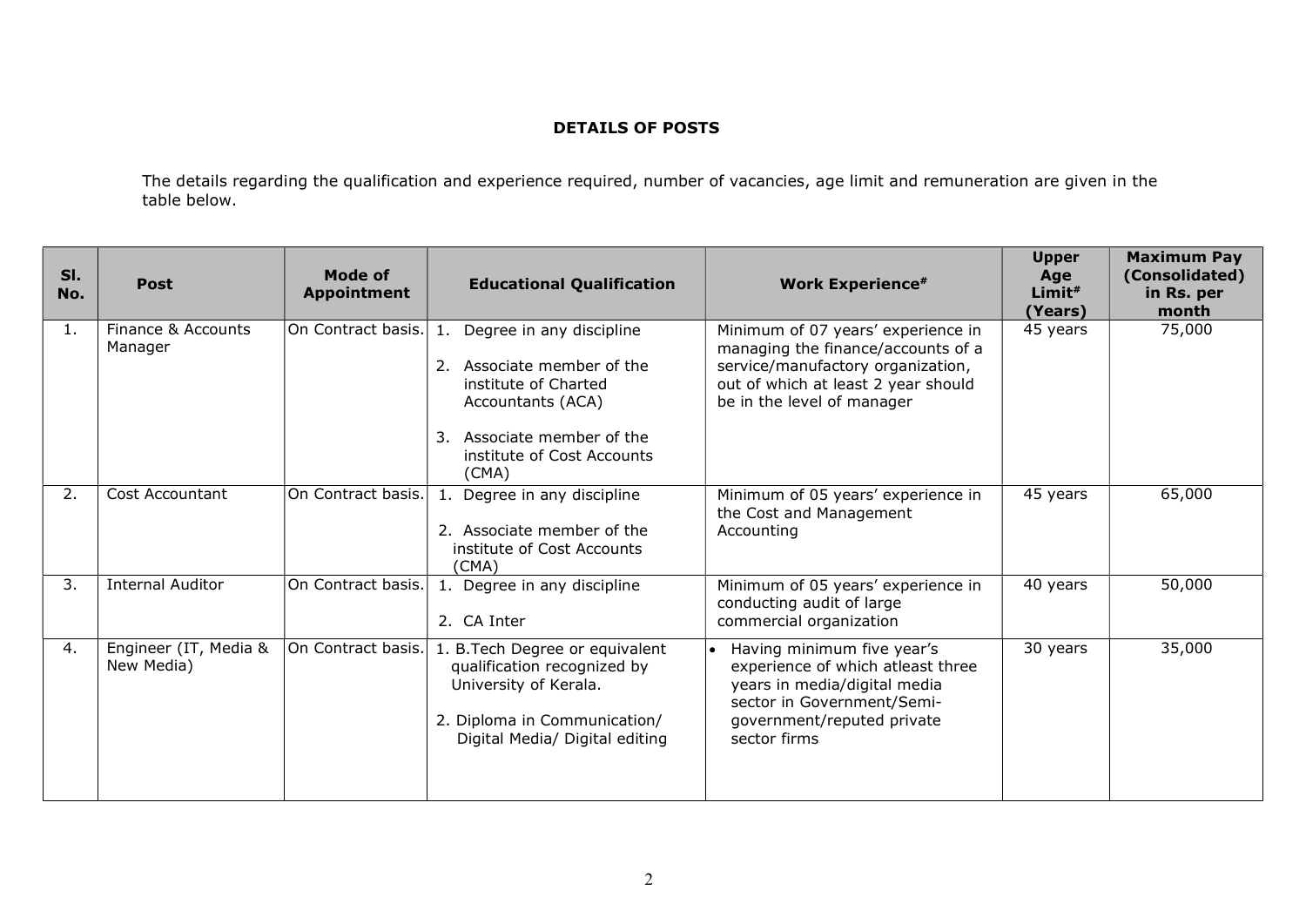## DETAILS OF POSTS

The details regarding the qualification and experience required, number of vacancies, age limit and remuneration are given in the table below.

| Sl. No. | Post | Mode of Appointment | Educational Qualification | Work Experience# | Upper Age Limit# (Years) | Maximum Pay (Consolidated) in Rs. per month |
|---|---|---|---|---|---|---|
| 1. | Finance & Accounts Manager | On Contract basis. | 1. Degree in any discipline<br>2. Associate member of the institute of Charted Accountants (ACA)<br>3. Associate member of the institute of Cost Accounts (CMA) | Minimum of 07 years' experience in managing the finance/accounts of a service/manufactory organization, out of which at least 2 year should be in the level of manager | 45 years | 75,000 |
| 2. | Cost Accountant | On Contract basis. | 1. Degree in any discipline<br>2. Associate member of the institute of Cost Accounts (CMA) | Minimum of 05 years' experience in the Cost and Management Accounting | 45 years | 65,000 |
| 3. | Internal Auditor | On Contract basis. | 1. Degree in any discipline<br>2. CA Inter | Minimum of 05 years' experience in conducting audit of large commercial organization | 40 years | 50,000 |
| 4. | Engineer (IT, Media & New Media) | On Contract basis. | 1. B.Tech Degree or equivalent qualification recognized by University of Kerala.<br>2. Diploma in Communication/ Digital Media/ Digital editing | • Having minimum five year's experience of which atleast three years in media/digital media sector in Government/Semi-government/reputed private sector firms | 30 years | 35,000 |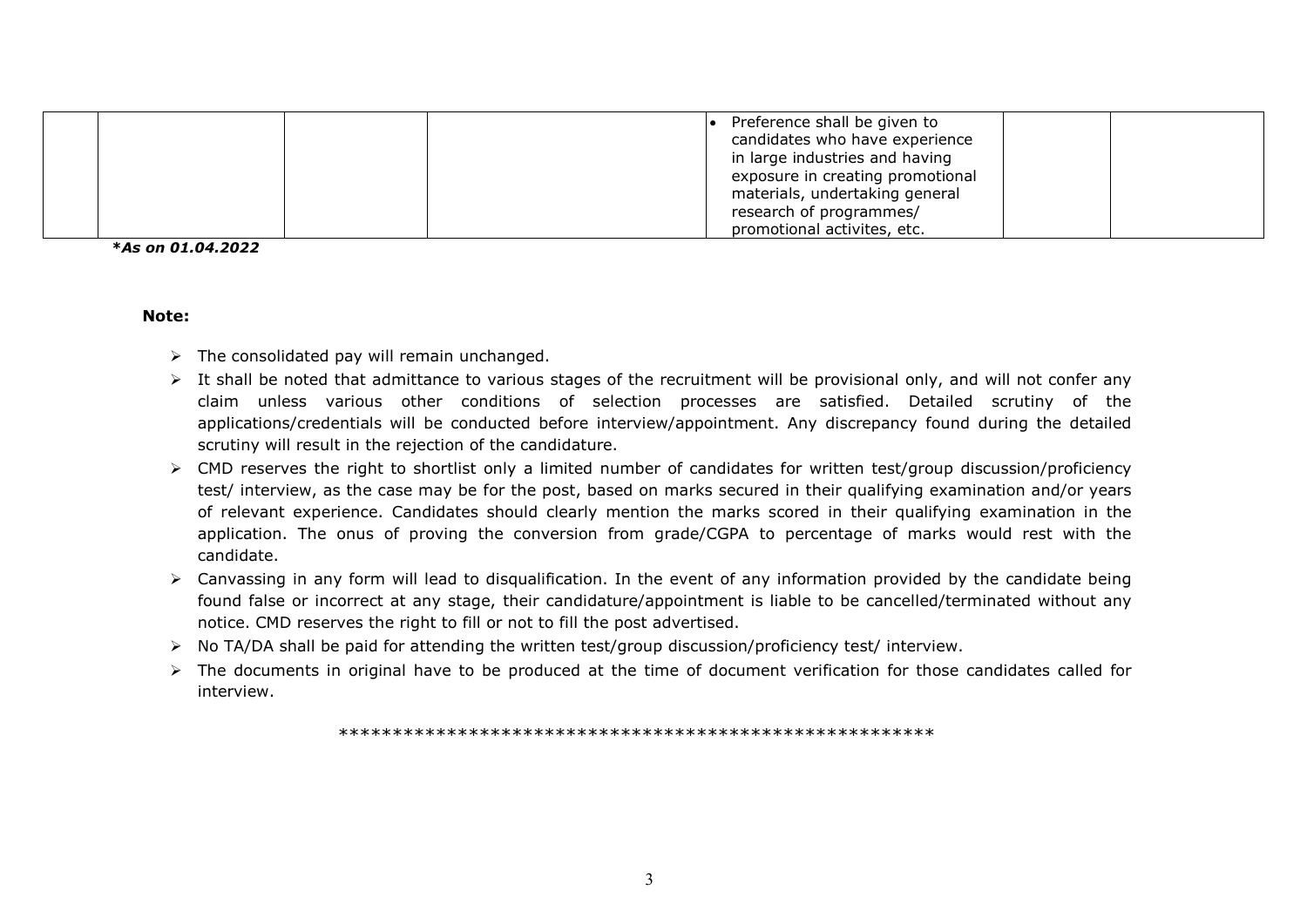| | | | | | | |
|---|---|---|---|---|---|---|
| | | | | • Preference shall be given to candidates who have experience in large industries and having exposure in creating promotional materials, undertaking general research of programmes/ promotional activites, etc. | | |

***As on 01.04.2022**

**Note:**

- The consolidated pay will remain unchanged.
- It shall be noted that admittance to various stages of the recruitment will be provisional only, and will not confer any claim unless various other conditions of selection processes are satisfied. Detailed scrutiny of the applications/credentials will be conducted before interview/appointment. Any discrepancy found during the detailed scrutiny will result in the rejection of the candidature.
- CMD reserves the right to shortlist only a limited number of candidates for written test/group discussion/proficiency test/ interview, as the case may be for the post, based on marks secured in their qualifying examination and/or years of relevant experience. Candidates should clearly mention the marks scored in their qualifying examination in the application. The onus of proving the conversion from grade/CGPA to percentage of marks would rest with the candidate.
- Canvassing in any form will lead to disqualification. In the event of any information provided by the candidate being found false or incorrect at any stage, their candidature/appointment is liable to be cancelled/terminated without any notice. CMD reserves the right to fill or not to fill the post advertised.
- No TA/DA shall be paid for attending the written test/group discussion/proficiency test/ interview.
- The documents in original have to be produced at the time of document verification for those candidates called for interview.

*******************************************************